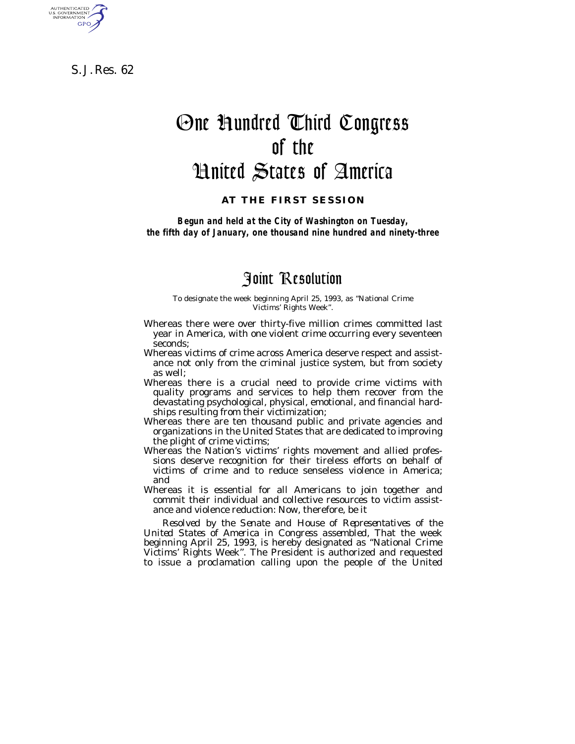S. J. Res. 62

# One Hundred Third Congress of the United States of America

**AT THE FIRST SESSION**

***Begun and held at the City of Washington on Tuesday, the fifth day of January, one thousand nine hundred and ninety-three***

## Joint Resolution

To designate the week beginning April 25, 1993, as "National Crime Victims' Rights Week".

Whereas there were over thirty-five million crimes committed last year in America, with one violent crime occurring every seventeen seconds;

Whereas victims of crime across America deserve respect and assistance not only from the criminal justice system, but from society as well;

Whereas there is a crucial need to provide crime victims with quality programs and services to help them recover from the devastating psychological, physical, emotional, and financial hardships resulting from their victimization;

Whereas there are ten thousand public and private agencies and organizations in the United States that are dedicated to improving the plight of crime victims;

Whereas the Nation's victims' rights movement and allied professions deserve recognition for their tireless efforts on behalf of victims of crime and to reduce senseless violence in America; and

Whereas it is essential for all Americans to join together and commit their individual and collective resources to victim assistance and violence reduction: Now, therefore, be it

*Resolved by the Senate and House of Representatives of the United States of America in Congress assembled,* That the week beginning April 25, 1993, is hereby designated as "National Crime Victims' Rights Week". The President is authorized and requested to issue a proclamation calling upon the people of the United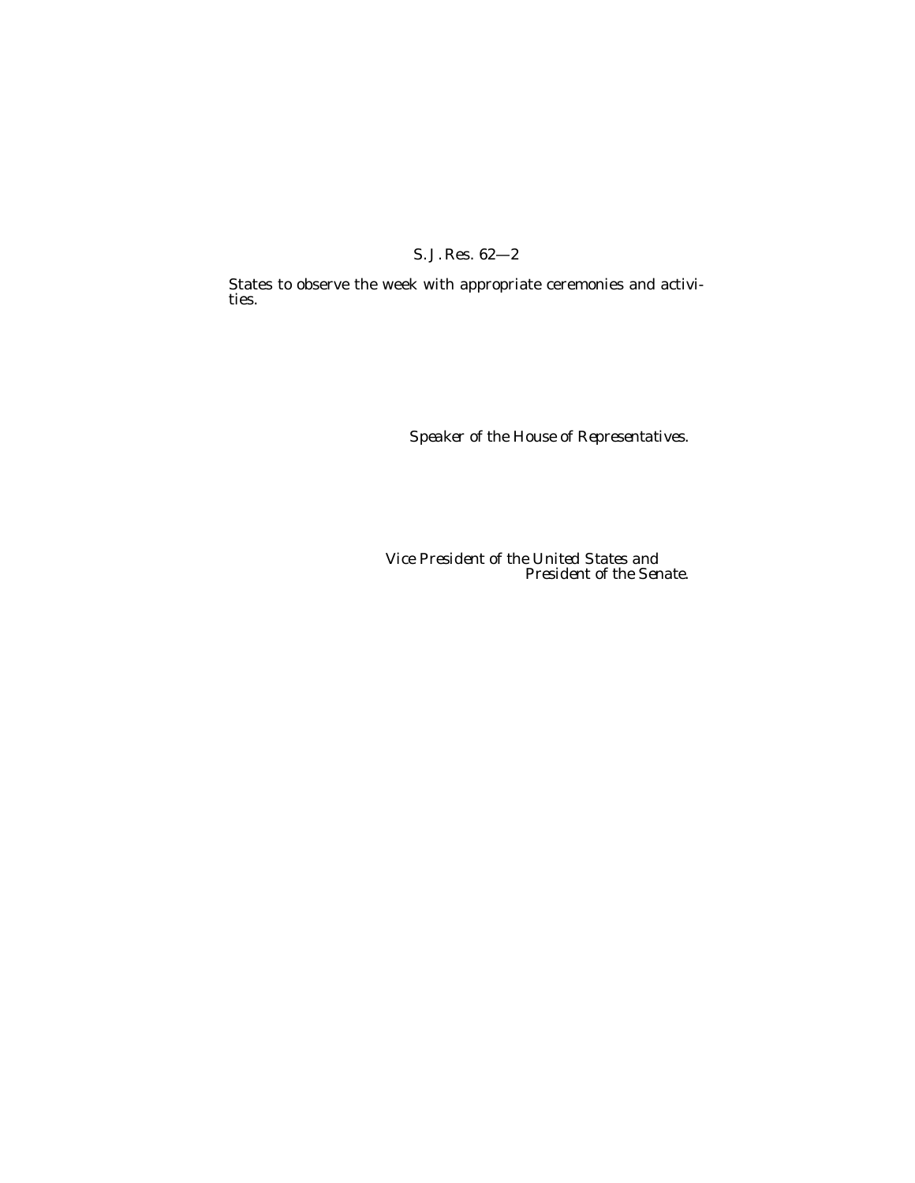States to observe the week with appropriate ceremonies and activities.

*Speaker of the House of Representatives.*

*Vice President of the United States and President of the Senate.*